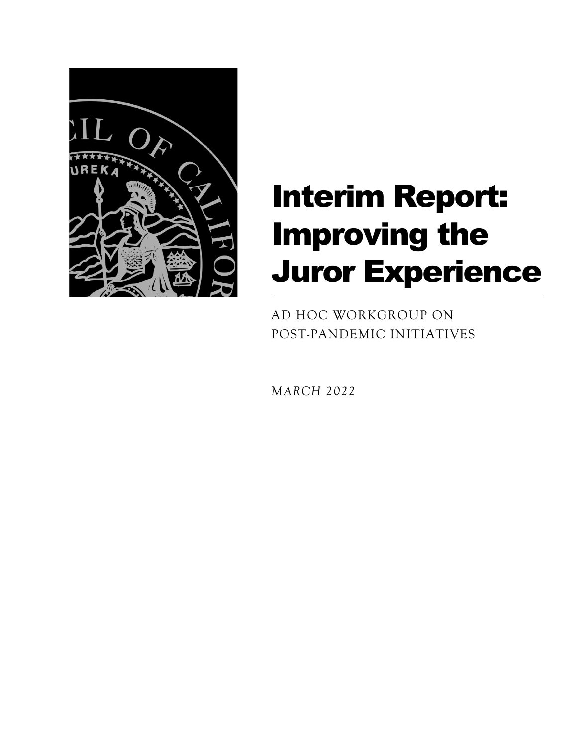# Interim Report: Improving the Juror Experience

AD HOC WORKGROUP ON POST-PANDEMIC INITIATIVES

*MARCH 2022*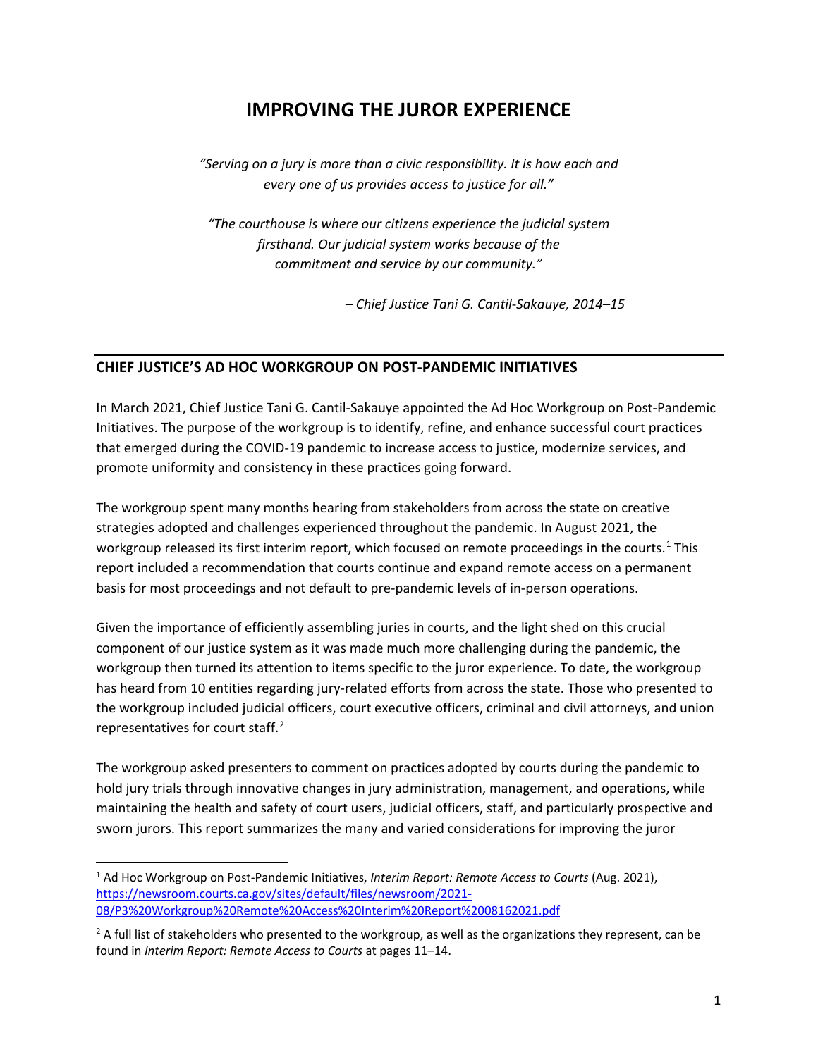# IMPROVING THE JUROR EXPERIENCE

*"Serving on a jury is more than a civic responsibility. It is how each and every one of us provides access to justice for all."*

*"The courthouse is where our citizens experience the judicial system firsthand. Our judicial system works because of the commitment and service by our community."*

*– Chief Justice Tani G. Cantil-Sakauye, 2014–15*

## CHIEF JUSTICE'S AD HOC WORKGROUP ON POST-PANDEMIC INITIATIVES

In March 2021, Chief Justice Tani G. Cantil-Sakauye appointed the Ad Hoc Workgroup on Post-Pandemic Initiatives. The purpose of the workgroup is to identify, refine, and enhance successful court practices that emerged during the COVID-19 pandemic to increase access to justice, modernize services, and promote uniformity and consistency in these practices going forward.

The workgroup spent many months hearing from stakeholders from across the state on creative strategies adopted and challenges experienced throughout the pandemic. In August 2021, the workgroup released its first interim report, which focused on remote proceedings in the courts.[1] This report included a recommendation that courts continue and expand remote access on a permanent basis for most proceedings and not default to pre-pandemic levels of in-person operations.

Given the importance of efficiently assembling juries in courts, and the light shed on this crucial component of our justice system as it was made much more challenging during the pandemic, the workgroup then turned its attention to items specific to the juror experience. To date, the workgroup has heard from 10 entities regarding jury-related efforts from across the state. Those who presented to the workgroup included judicial officers, court executive officers, criminal and civil attorneys, and union representatives for court staff.[2]

The workgroup asked presenters to comment on practices adopted by courts during the pandemic to hold jury trials through innovative changes in jury administration, management, and operations, while maintaining the health and safety of court users, judicial officers, staff, and particularly prospective and sworn jurors. This report summarizes the many and varied considerations for improving the juror

---

[1] Ad Hoc Workgroup on Post-Pandemic Initiatives, *Interim Report: Remote Access to Courts* (Aug. 2021), https://newsroom.courts.ca.gov/sites/default/files/newsroom/2021-08/P3%20Workgroup%20Remote%20Access%20Interim%20Report%2008162021.pdf

[2] A full list of stakeholders who presented to the workgroup, as well as the organizations they represent, can be found in *Interim Report: Remote Access to Courts* at pages 11–14.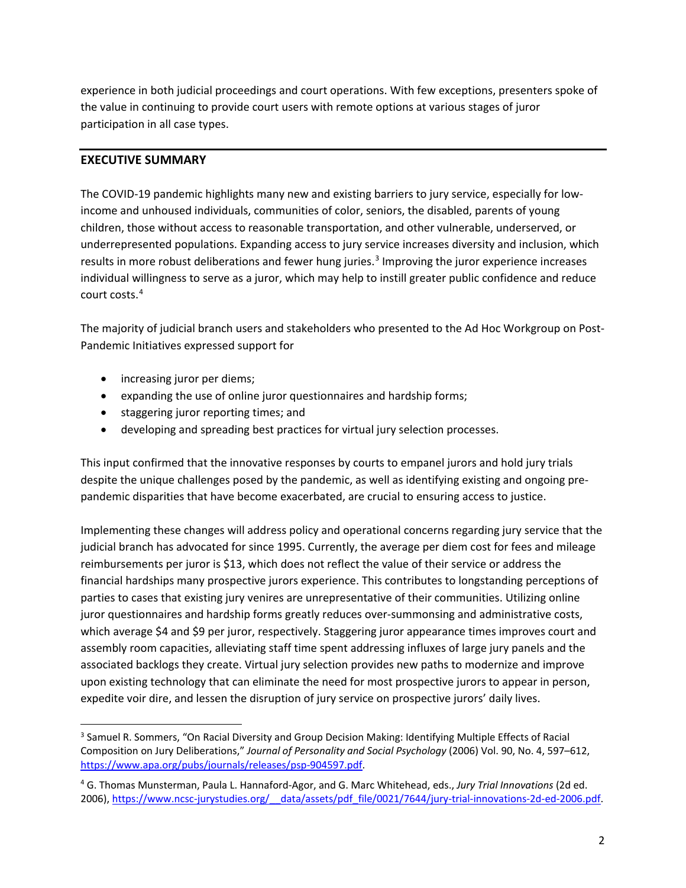experience in both judicial proceedings and court operations. With few exceptions, presenters spoke of the value in continuing to provide court users with remote options at various stages of juror participation in all case types.

## EXECUTIVE SUMMARY

The COVID-19 pandemic highlights many new and existing barriers to jury service, especially for low-income and unhoused individuals, communities of color, seniors, the disabled, parents of young children, those without access to reasonable transportation, and other vulnerable, underserved, or underrepresented populations. Expanding access to jury service increases diversity and inclusion, which results in more robust deliberations and fewer hung juries.[3] Improving the juror experience increases individual willingness to serve as a juror, which may help to instill greater public confidence and reduce court costs.[4]

The majority of judicial branch users and stakeholders who presented to the Ad Hoc Workgroup on Post-Pandemic Initiatives expressed support for

- increasing juror per diems;
- expanding the use of online juror questionnaires and hardship forms;
- staggering juror reporting times; and
- developing and spreading best practices for virtual jury selection processes.

This input confirmed that the innovative responses by courts to empanel jurors and hold jury trials despite the unique challenges posed by the pandemic, as well as identifying existing and ongoing pre-pandemic disparities that have become exacerbated, are crucial to ensuring access to justice.

Implementing these changes will address policy and operational concerns regarding jury service that the judicial branch has advocated for since 1995. Currently, the average per diem cost for fees and mileage reimbursements per juror is $13, which does not reflect the value of their service or address the financial hardships many prospective jurors experience. This contributes to longstanding perceptions of parties to cases that existing jury venires are unrepresentative of their communities. Utilizing online juror questionnaires and hardship forms greatly reduces over-summonsing and administrative costs, which average $4 and $9 per juror, respectively. Staggering juror appearance times improves court and assembly room capacities, alleviating staff time spent addressing influxes of large jury panels and the associated backlogs they create. Virtual jury selection provides new paths to modernize and improve upon existing technology that can eliminate the need for most prospective jurors to appear in person, expedite voir dire, and lessen the disruption of jury service on prospective jurors' daily lives.

---

[3] Samuel R. Sommers, "On Racial Diversity and Group Decision Making: Identifying Multiple Effects of Racial Composition on Jury Deliberations," *Journal of Personality and Social Psychology* (2006) Vol. 90, No. 4, 597–612, https://www.apa.org/pubs/journals/releases/psp-904597.pdf.

[4] G. Thomas Munsterman, Paula L. Hannaford-Agor, and G. Marc Whitehead, eds., *Jury Trial Innovations* (2d ed. 2006), https://www.ncsc-jurystudies.org/__data/assets/pdf_file/0021/7644/jury-trial-innovations-2d-ed-2006.pdf.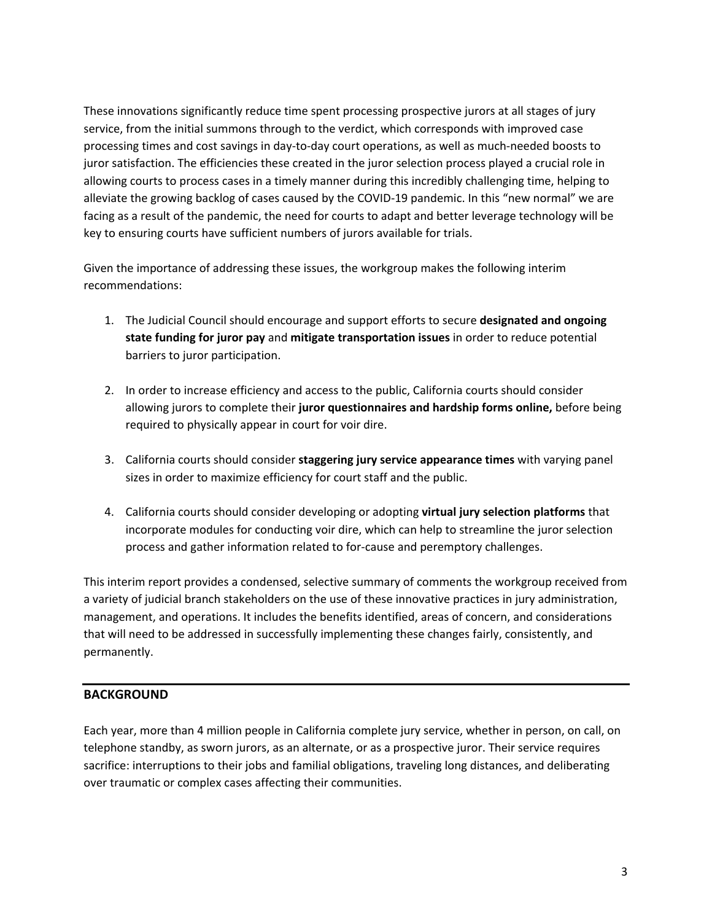These innovations significantly reduce time spent processing prospective jurors at all stages of jury service, from the initial summons through to the verdict, which corresponds with improved case processing times and cost savings in day-to-day court operations, as well as much-needed boosts to juror satisfaction. The efficiencies these created in the juror selection process played a crucial role in allowing courts to process cases in a timely manner during this incredibly challenging time, helping to alleviate the growing backlog of cases caused by the COVID-19 pandemic. In this "new normal" we are facing as a result of the pandemic, the need for courts to adapt and better leverage technology will be key to ensuring courts have sufficient numbers of jurors available for trials.

Given the importance of addressing these issues, the workgroup makes the following interim recommendations:

1. The Judicial Council should encourage and support efforts to secure **designated and ongoing state funding for juror pay** and **mitigate transportation issues** in order to reduce potential barriers to juror participation.

2. In order to increase efficiency and access to the public, California courts should consider allowing jurors to complete their **juror questionnaires and hardship forms online,** before being required to physically appear in court for voir dire.

3. California courts should consider **staggering jury service appearance times** with varying panel sizes in order to maximize efficiency for court staff and the public.

4. California courts should consider developing or adopting **virtual jury selection platforms** that incorporate modules for conducting voir dire, which can help to streamline the juror selection process and gather information related to for-cause and peremptory challenges.

This interim report provides a condensed, selective summary of comments the workgroup received from a variety of judicial branch stakeholders on the use of these innovative practices in jury administration, management, and operations. It includes the benefits identified, areas of concern, and considerations that will need to be addressed in successfully implementing these changes fairly, consistently, and permanently.

## BACKGROUND

Each year, more than 4 million people in California complete jury service, whether in person, on call, on telephone standby, as sworn jurors, as an alternate, or as a prospective juror. Their service requires sacrifice: interruptions to their jobs and familial obligations, traveling long distances, and deliberating over traumatic or complex cases affecting their communities.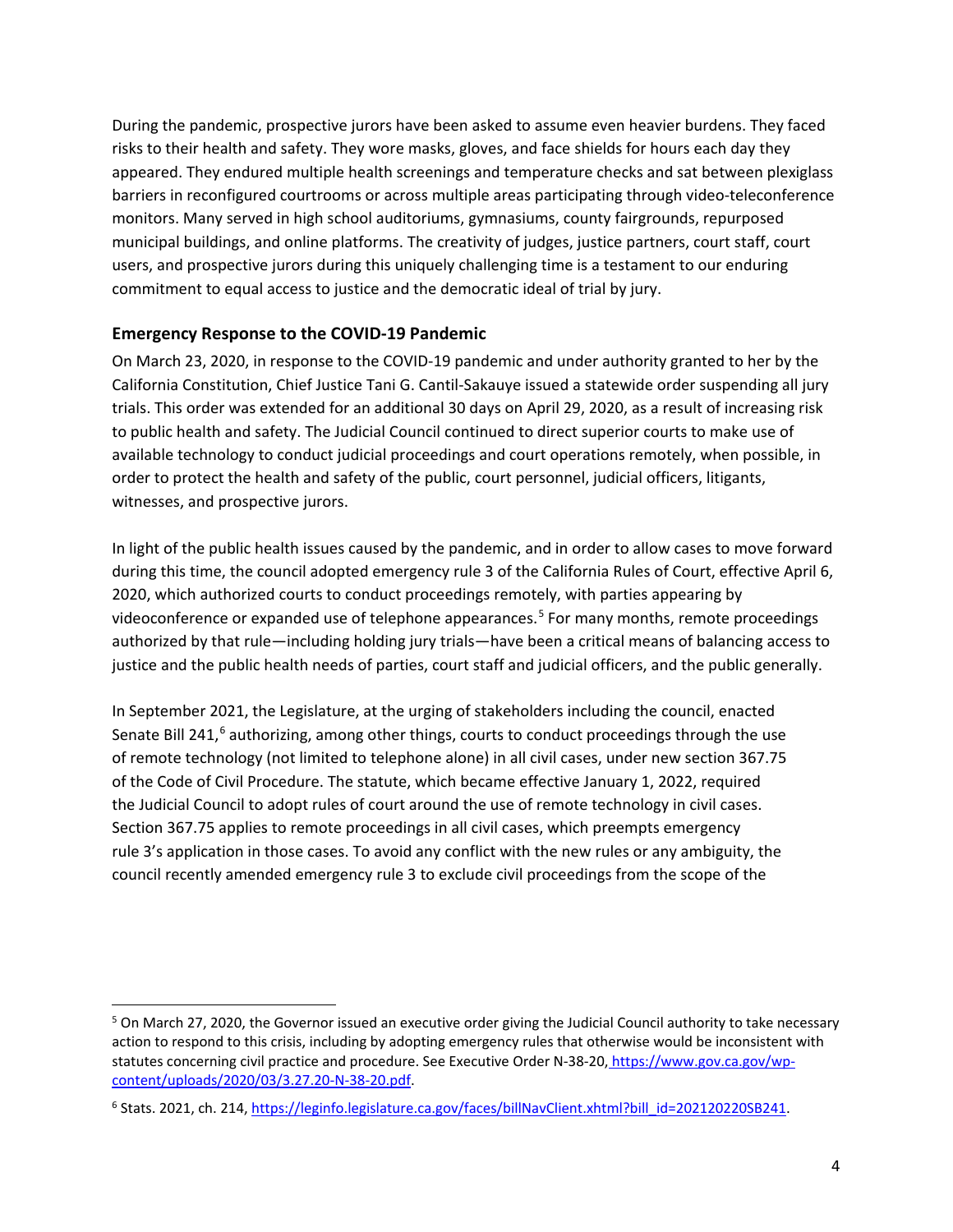During the pandemic, prospective jurors have been asked to assume even heavier burdens. They faced risks to their health and safety. They wore masks, gloves, and face shields for hours each day they appeared. They endured multiple health screenings and temperature checks and sat between plexiglass barriers in reconfigured courtrooms or across multiple areas participating through video-teleconference monitors. Many served in high school auditoriums, gymnasiums, county fairgrounds, repurposed municipal buildings, and online platforms. The creativity of judges, justice partners, court staff, court users, and prospective jurors during this uniquely challenging time is a testament to our enduring commitment to equal access to justice and the democratic ideal of trial by jury.

### Emergency Response to the COVID-19 Pandemic

On March 23, 2020, in response to the COVID-19 pandemic and under authority granted to her by the California Constitution, Chief Justice Tani G. Cantil-Sakauye issued a statewide order suspending all jury trials. This order was extended for an additional 30 days on April 29, 2020, as a result of increasing risk to public health and safety. The Judicial Council continued to direct superior courts to make use of available technology to conduct judicial proceedings and court operations remotely, when possible, in order to protect the health and safety of the public, court personnel, judicial officers, litigants, witnesses, and prospective jurors.

In light of the public health issues caused by the pandemic, and in order to allow cases to move forward during this time, the council adopted emergency rule 3 of the California Rules of Court, effective April 6, 2020, which authorized courts to conduct proceedings remotely, with parties appearing by videoconference or expanded use of telephone appearances.[5] For many months, remote proceedings authorized by that rule—including holding jury trials—have been a critical means of balancing access to justice and the public health needs of parties, court staff and judicial officers, and the public generally.

In September 2021, the Legislature, at the urging of stakeholders including the council, enacted Senate Bill 241,[6] authorizing, among other things, courts to conduct proceedings through the use of remote technology (not limited to telephone alone) in all civil cases, under new section 367.75 of the Code of Civil Procedure. The statute, which became effective January 1, 2022, required the Judicial Council to adopt rules of court around the use of remote technology in civil cases. Section 367.75 applies to remote proceedings in all civil cases, which preempts emergency rule 3's application in those cases. To avoid any conflict with the new rules or any ambiguity, the council recently amended emergency rule 3 to exclude civil proceedings from the scope of the

---

[5] On March 27, 2020, the Governor issued an executive order giving the Judicial Council authority to take necessary action to respond to this crisis, including by adopting emergency rules that otherwise would be inconsistent with statutes concerning civil practice and procedure. See Executive Order N-38-20, https://www.gov.ca.gov/wp-content/uploads/2020/03/3.27.20-N-38-20.pdf.

[6] Stats. 2021, ch. 214, https://leginfo.legislature.ca.gov/faces/billNavClient.xhtml?bill_id=202120220SB241.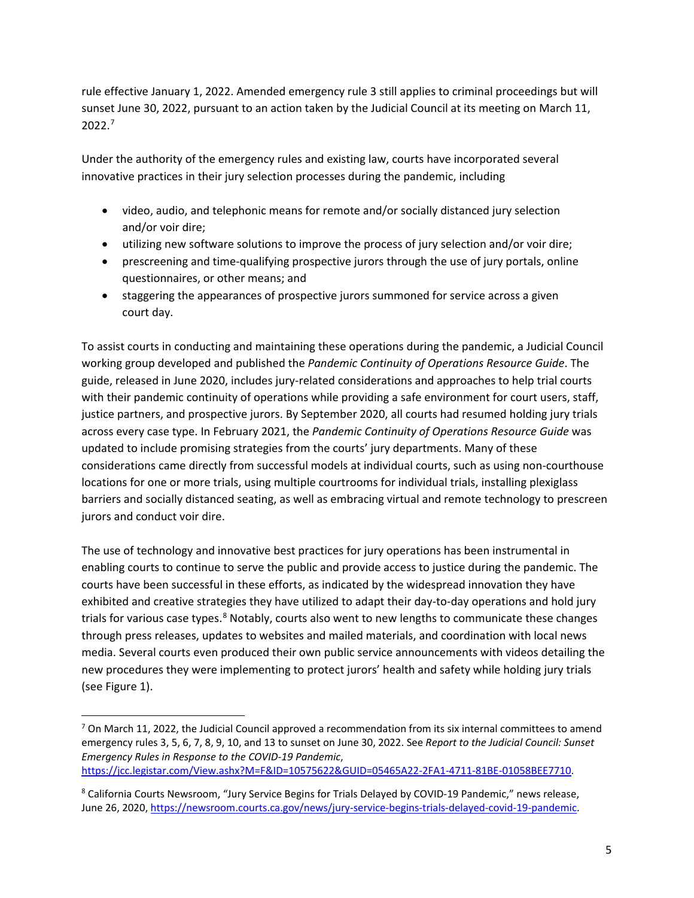rule effective January 1, 2022. Amended emergency rule 3 still applies to criminal proceedings but will sunset June 30, 2022, pursuant to an action taken by the Judicial Council at its meeting on March 11, 2022.[7]

Under the authority of the emergency rules and existing law, courts have incorporated several innovative practices in their jury selection processes during the pandemic, including

- video, audio, and telephonic means for remote and/or socially distanced jury selection and/or voir dire;
- utilizing new software solutions to improve the process of jury selection and/or voir dire;
- prescreening and time-qualifying prospective jurors through the use of jury portals, online questionnaires, or other means; and
- staggering the appearances of prospective jurors summoned for service across a given court day.

To assist courts in conducting and maintaining these operations during the pandemic, a Judicial Council working group developed and published the *Pandemic Continuity of Operations Resource Guide*. The guide, released in June 2020, includes jury-related considerations and approaches to help trial courts with their pandemic continuity of operations while providing a safe environment for court users, staff, justice partners, and prospective jurors. By September 2020, all courts had resumed holding jury trials across every case type. In February 2021, the *Pandemic Continuity of Operations Resource Guide* was updated to include promising strategies from the courts' jury departments. Many of these considerations came directly from successful models at individual courts, such as using non-courthouse locations for one or more trials, using multiple courtrooms for individual trials, installing plexiglass barriers and socially distanced seating, as well as embracing virtual and remote technology to prescreen jurors and conduct voir dire.

The use of technology and innovative best practices for jury operations has been instrumental in enabling courts to continue to serve the public and provide access to justice during the pandemic. The courts have been successful in these efforts, as indicated by the widespread innovation they have exhibited and creative strategies they have utilized to adapt their day-to-day operations and hold jury trials for various case types.[8] Notably, courts also went to new lengths to communicate these changes through press releases, updates to websites and mailed materials, and coordination with local news media. Several courts even produced their own public service announcements with videos detailing the new procedures they were implementing to protect jurors' health and safety while holding jury trials (see Figure 1).

---

[7] On March 11, 2022, the Judicial Council approved a recommendation from its six internal committees to amend emergency rules 3, 5, 6, 7, 8, 9, 10, and 13 to sunset on June 30, 2022. See *Report to the Judicial Council: Sunset Emergency Rules in Response to the COVID-19 Pandemic*, https://jcc.legistar.com/View.ashx?M=F&ID=10575622&GUID=05465A22-2FA1-4711-81BE-01058BEE7710.

[8] California Courts Newsroom, "Jury Service Begins for Trials Delayed by COVID-19 Pandemic," news release, June 26, 2020, https://newsroom.courts.ca.gov/news/jury-service-begins-trials-delayed-covid-19-pandemic.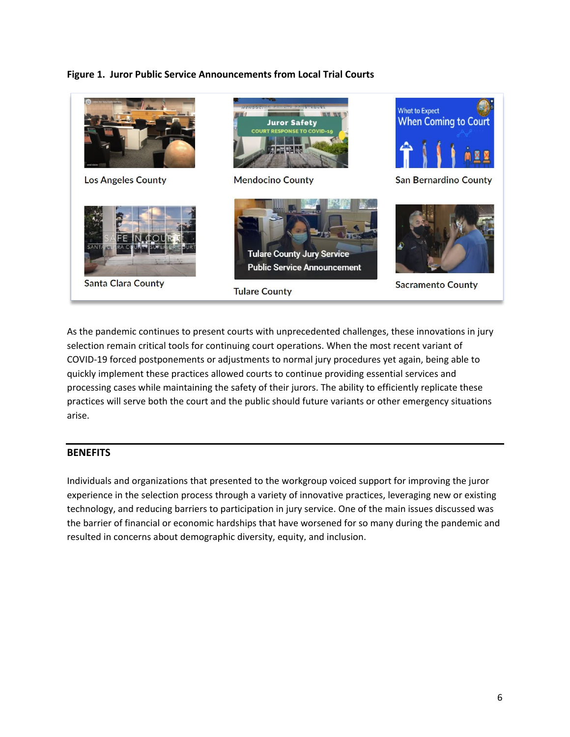**Figure 1. Juror Public Service Announcements from Local Trial Courts**

Los Angeles County

Mendocino County

San Bernardino County

Santa Clara County

Tulare County

Sacramento County

As the pandemic continues to present courts with unprecedented challenges, these innovations in jury selection remain critical tools for continuing court operations. When the most recent variant of COVID-19 forced postponements or adjustments to normal jury procedures yet again, being able to quickly implement these practices allowed courts to continue providing essential services and processing cases while maintaining the safety of their jurors. The ability to efficiently replicate these practices will serve both the court and the public should future variants or other emergency situations arise.

## BENEFITS

Individuals and organizations that presented to the workgroup voiced support for improving the juror experience in the selection process through a variety of innovative practices, leveraging new or existing technology, and reducing barriers to participation in jury service. One of the main issues discussed was the barrier of financial or economic hardships that have worsened for so many during the pandemic and resulted in concerns about demographic diversity, equity, and inclusion.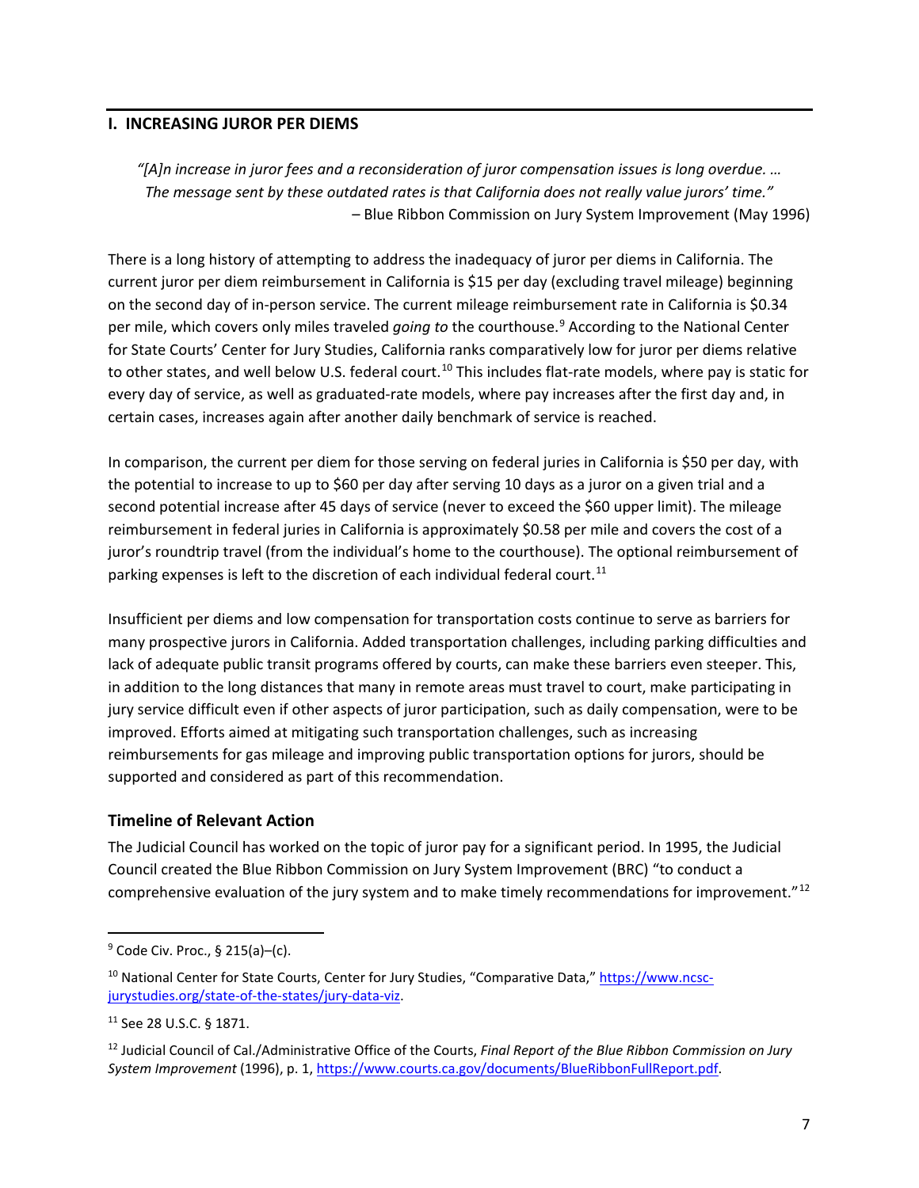## I. INCREASING JUROR PER DIEMS

*"[A]n increase in juror fees and a reconsideration of juror compensation issues is long overdue. … The message sent by these outdated rates is that California does not really value jurors' time."*
– Blue Ribbon Commission on Jury System Improvement (May 1996)

There is a long history of attempting to address the inadequacy of juror per diems in California. The current juror per diem reimbursement in California is $15 per day (excluding travel mileage) beginning on the second day of in-person service. The current mileage reimbursement rate in California is $0.34 per mile, which covers only miles traveled *going to* the courthouse.[9] According to the National Center for State Courts' Center for Jury Studies, California ranks comparatively low for juror per diems relative to other states, and well below U.S. federal court.[10] This includes flat-rate models, where pay is static for every day of service, as well as graduated-rate models, where pay increases after the first day and, in certain cases, increases again after another daily benchmark of service is reached.

In comparison, the current per diem for those serving on federal juries in California is $50 per day, with the potential to increase to up to $60 per day after serving 10 days as a juror on a given trial and a second potential increase after 45 days of service (never to exceed the $60 upper limit). The mileage reimbursement in federal juries in California is approximately $0.58 per mile and covers the cost of a juror's roundtrip travel (from the individual's home to the courthouse). The optional reimbursement of parking expenses is left to the discretion of each individual federal court.[11]

Insufficient per diems and low compensation for transportation costs continue to serve as barriers for many prospective jurors in California. Added transportation challenges, including parking difficulties and lack of adequate public transit programs offered by courts, can make these barriers even steeper. This, in addition to the long distances that many in remote areas must travel to court, make participating in jury service difficult even if other aspects of juror participation, such as daily compensation, were to be improved. Efforts aimed at mitigating such transportation challenges, such as increasing reimbursements for gas mileage and improving public transportation options for jurors, should be supported and considered as part of this recommendation.

### Timeline of Relevant Action

The Judicial Council has worked on the topic of juror pay for a significant period. In 1995, the Judicial Council created the Blue Ribbon Commission on Jury System Improvement (BRC) "to conduct a comprehensive evaluation of the jury system and to make timely recommendations for improvement."[12]

---

[9] Code Civ. Proc., § 215(a)–(c).

[10] National Center for State Courts, Center for Jury Studies, "Comparative Data," https://www.ncsc-jurystudies.org/state-of-the-states/jury-data-viz.

[11] See 28 U.S.C. § 1871.

[12] Judicial Council of Cal./Administrative Office of the Courts, *Final Report of the Blue Ribbon Commission on Jury System Improvement* (1996), p. 1, https://www.courts.ca.gov/documents/BlueRibbonFullReport.pdf.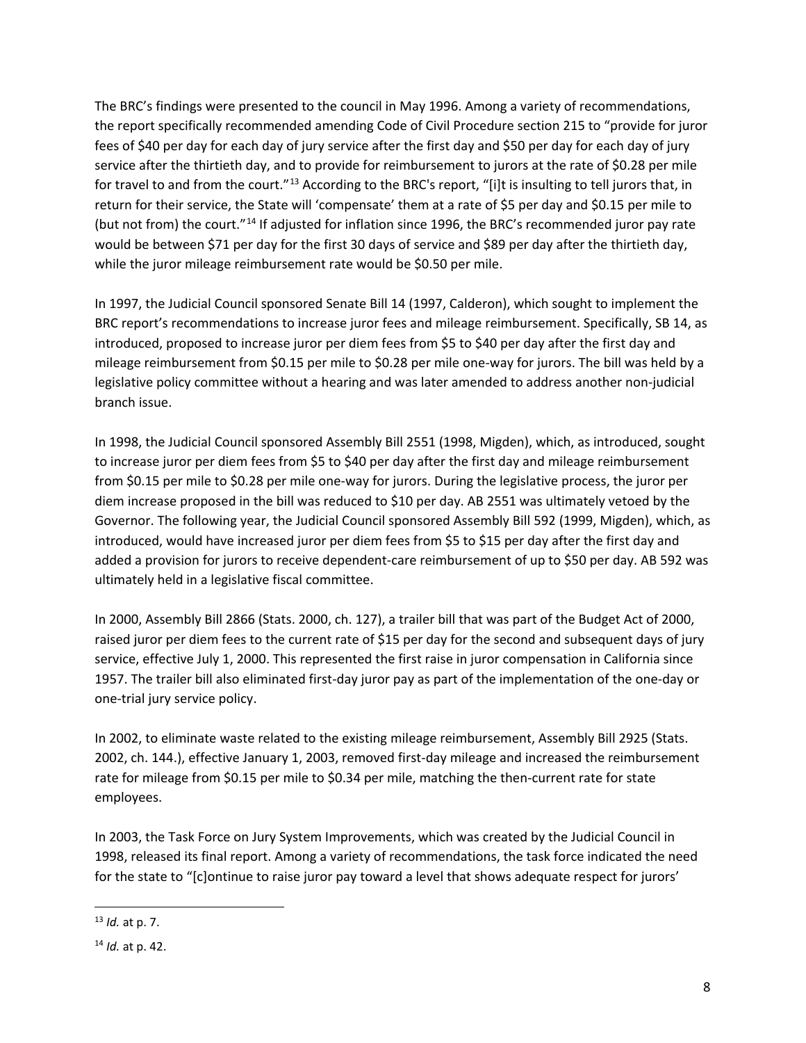The BRC's findings were presented to the council in May 1996. Among a variety of recommendations, the report specifically recommended amending Code of Civil Procedure section 215 to "provide for juror fees of $40 per day for each day of jury service after the first day and $50 per day for each day of jury service after the thirtieth day, and to provide for reimbursement to jurors at the rate of $0.28 per mile for travel to and from the court."[13] According to the BRC's report, "[i]t is insulting to tell jurors that, in return for their service, the State will 'compensate' them at a rate of $5 per day and $0.15 per mile to (but not from) the court."[14] If adjusted for inflation since 1996, the BRC's recommended juror pay rate would be between $71 per day for the first 30 days of service and $89 per day after the thirtieth day, while the juror mileage reimbursement rate would be $0.50 per mile.

In 1997, the Judicial Council sponsored Senate Bill 14 (1997, Calderon), which sought to implement the BRC report's recommendations to increase juror fees and mileage reimbursement. Specifically, SB 14, as introduced, proposed to increase juror per diem fees from $5 to $40 per day after the first day and mileage reimbursement from $0.15 per mile to $0.28 per mile one-way for jurors. The bill was held by a legislative policy committee without a hearing and was later amended to address another non-judicial branch issue.

In 1998, the Judicial Council sponsored Assembly Bill 2551 (1998, Migden), which, as introduced, sought to increase juror per diem fees from $5 to $40 per day after the first day and mileage reimbursement from $0.15 per mile to $0.28 per mile one-way for jurors. During the legislative process, the juror per diem increase proposed in the bill was reduced to $10 per day. AB 2551 was ultimately vetoed by the Governor. The following year, the Judicial Council sponsored Assembly Bill 592 (1999, Migden), which, as introduced, would have increased juror per diem fees from $5 to $15 per day after the first day and added a provision for jurors to receive dependent-care reimbursement of up to $50 per day. AB 592 was ultimately held in a legislative fiscal committee.

In 2000, Assembly Bill 2866 (Stats. 2000, ch. 127), a trailer bill that was part of the Budget Act of 2000, raised juror per diem fees to the current rate of $15 per day for the second and subsequent days of jury service, effective July 1, 2000. This represented the first raise in juror compensation in California since 1957. The trailer bill also eliminated first-day juror pay as part of the implementation of the one-day or one-trial jury service policy.

In 2002, to eliminate waste related to the existing mileage reimbursement, Assembly Bill 2925 (Stats. 2002, ch. 144.), effective January 1, 2003, removed first-day mileage and increased the reimbursement rate for mileage from $0.15 per mile to $0.34 per mile, matching the then-current rate for state employees.

In 2003, the Task Force on Jury System Improvements, which was created by the Judicial Council in 1998, released its final report. Among a variety of recommendations, the task force indicated the need for the state to "[c]ontinue to raise juror pay toward a level that shows adequate respect for jurors'

---

[13] *Id.* at p. 7.

[14] *Id.* at p. 42.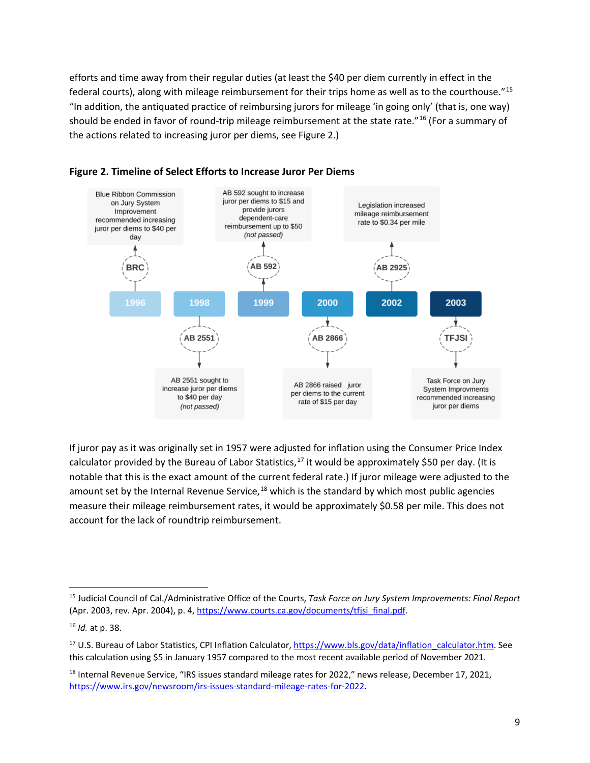efforts and time away from their regular duties (at least the $40 per diem currently in effect in the federal courts), along with mileage reimbursement for their trips home as well as to the courthouse."[15] "In addition, the antiquated practice of reimbursing jurors for mileage 'in going only' (that is, one way) should be ended in favor of round-trip mileage reimbursement at the state rate."[16] (For a summary of the actions related to increasing juror per diems, see Figure 2.)

**Figure 2. Timeline of Select Efforts to Increase Juror Per Diems**

- **1996 — BRC:** Blue Ribbon Commission on Jury System Improvement recommended increasing juror per diems to $40 per day
- **1998 — AB 2551:** AB 2551 sought to increase juror per diems to $40 per day *(not passed)*
- **1999 — AB 592:** AB 592 sought to increase juror per diems to $15 and provide jurors dependent-care reimbursement up to $50 *(not passed)*
- **2000 — AB 2866:** AB 2866 raised juror per diems to the current rate of $15 per day
- **2002 — AB 2925:** Legislation increased mileage reimbursement rate to $0.34 per mile
- **2003 — TFJSI:** Task Force on Jury System Improvments recommended increasing juror per diems

If juror pay as it was originally set in 1957 were adjusted for inflation using the Consumer Price Index calculator provided by the Bureau of Labor Statistics,[17] it would be approximately $50 per day. (It is notable that this is the exact amount of the current federal rate.) If juror mileage were adjusted to the amount set by the Internal Revenue Service,[18] which is the standard by which most public agencies measure their mileage reimbursement rates, it would be approximately $0.58 per mile. This does not account for the lack of roundtrip reimbursement.

---

[15] Judicial Council of Cal./Administrative Office of the Courts, *Task Force on Jury System Improvements: Final Report* (Apr. 2003, rev. Apr. 2004), p. 4, https://www.courts.ca.gov/documents/tfjsi_final.pdf.

[16] *Id.* at p. 38.

[17] U.S. Bureau of Labor Statistics, CPI Inflation Calculator, https://www.bls.gov/data/inflation_calculator.htm. See this calculation using $5 in January 1957 compared to the most recent available period of November 2021.

[18] Internal Revenue Service, "IRS issues standard mileage rates for 2022," news release, December 17, 2021, https://www.irs.gov/newsroom/irs-issues-standard-mileage-rates-for-2022.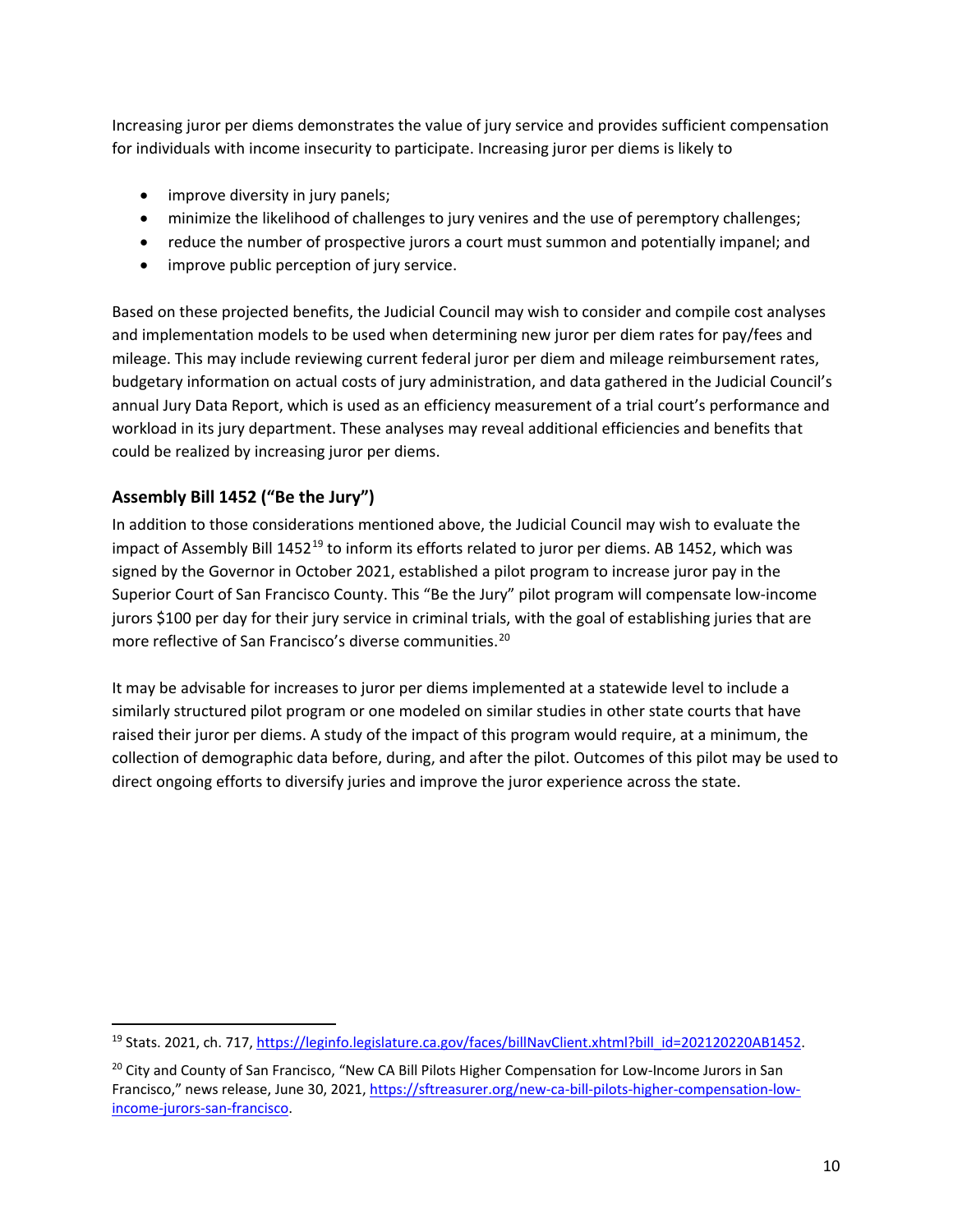Increasing juror per diems demonstrates the value of jury service and provides sufficient compensation for individuals with income insecurity to participate. Increasing juror per diems is likely to

- improve diversity in jury panels;
- minimize the likelihood of challenges to jury venires and the use of peremptory challenges;
- reduce the number of prospective jurors a court must summon and potentially impanel; and
- improve public perception of jury service.

Based on these projected benefits, the Judicial Council may wish to consider and compile cost analyses and implementation models to be used when determining new juror per diem rates for pay/fees and mileage. This may include reviewing current federal juror per diem and mileage reimbursement rates, budgetary information on actual costs of jury administration, and data gathered in the Judicial Council's annual Jury Data Report, which is used as an efficiency measurement of a trial court's performance and workload in its jury department. These analyses may reveal additional efficiencies and benefits that could be realized by increasing juror per diems.

### Assembly Bill 1452 ("Be the Jury")

In addition to those considerations mentioned above, the Judicial Council may wish to evaluate the impact of Assembly Bill 1452[19] to inform its efforts related to juror per diems. AB 1452, which was signed by the Governor in October 2021, established a pilot program to increase juror pay in the Superior Court of San Francisco County. This "Be the Jury" pilot program will compensate low-income jurors $100 per day for their jury service in criminal trials, with the goal of establishing juries that are more reflective of San Francisco's diverse communities.[20]

It may be advisable for increases to juror per diems implemented at a statewide level to include a similarly structured pilot program or one modeled on similar studies in other state courts that have raised their juror per diems. A study of the impact of this program would require, at a minimum, the collection of demographic data before, during, and after the pilot. Outcomes of this pilot may be used to direct ongoing efforts to diversify juries and improve the juror experience across the state.

---

[19] Stats. 2021, ch. 717, https://leginfo.legislature.ca.gov/faces/billNavClient.xhtml?bill_id=202120220AB1452.

[20] City and County of San Francisco, "New CA Bill Pilots Higher Compensation for Low-Income Jurors in San Francisco," news release, June 30, 2021, https://sftreasurer.org/new-ca-bill-pilots-higher-compensation-low-income-jurors-san-francisco.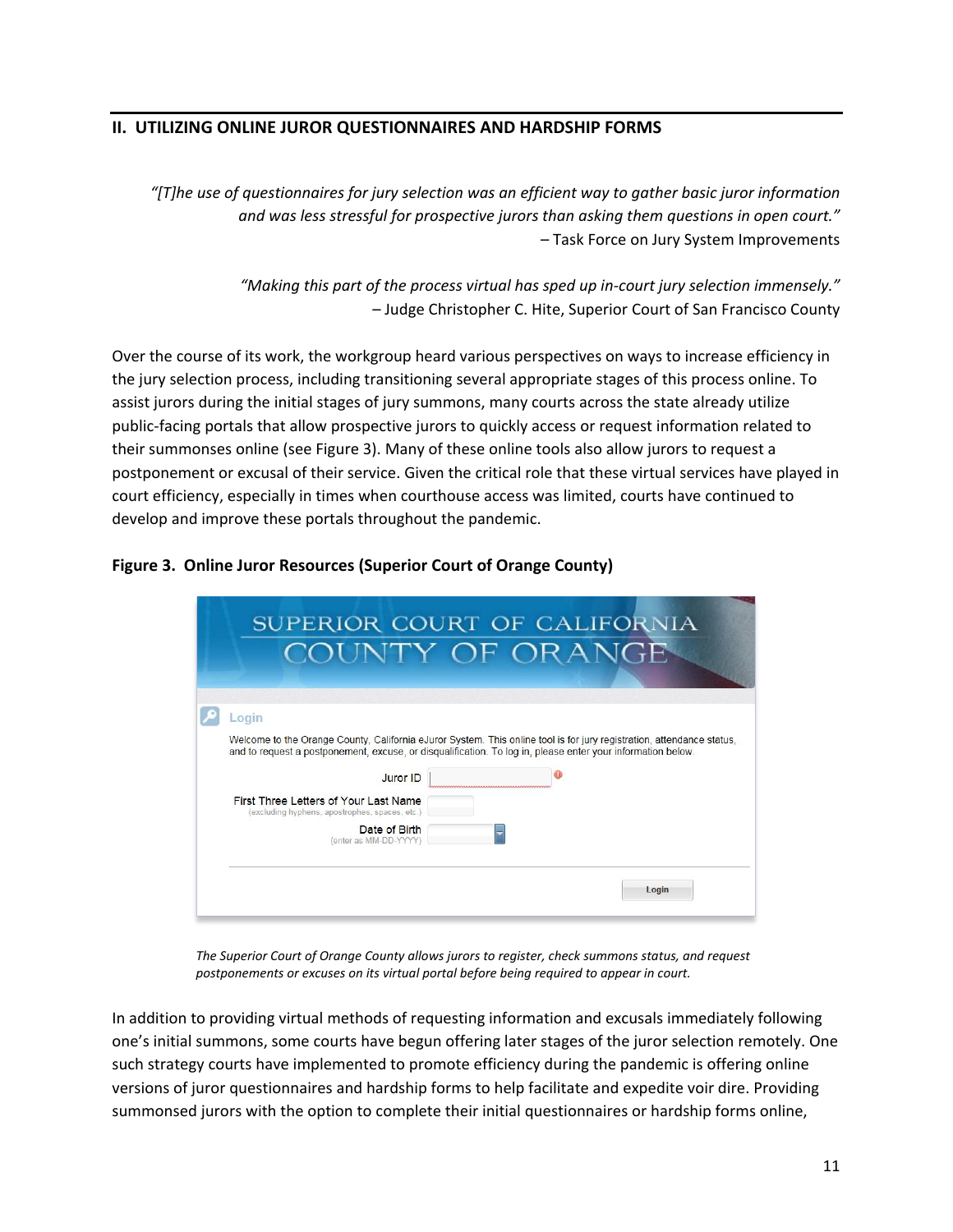## II. UTILIZING ONLINE JUROR QUESTIONNAIRES AND HARDSHIP FORMS

*"[T]he use of questionnaires for jury selection was an efficient way to gather basic juror information and was less stressful for prospective jurors than asking them questions in open court."*
– Task Force on Jury System Improvements

*"Making this part of the process virtual has sped up in-court jury selection immensely."*
– Judge Christopher C. Hite, Superior Court of San Francisco County

Over the course of its work, the workgroup heard various perspectives on ways to increase efficiency in the jury selection process, including transitioning several appropriate stages of this process online. To assist jurors during the initial stages of jury summons, many courts across the state already utilize public-facing portals that allow prospective jurors to quickly access or request information related to their summonses online (see Figure 3). Many of these online tools also allow jurors to request a postponement or excusal of their service. Given the critical role that these virtual services have played in court efficiency, especially in times when courthouse access was limited, courts have continued to develop and improve these portals throughout the pandemic.

**Figure 3. Online Juror Resources (Superior Court of Orange County)**

SUPERIOR COURT OF CALIFORNIA
COUNTY OF ORANGE

Login

Welcome to the Orange County, California eJuror System. This online tool is for jury registration, attendance status, and to request a postponement, excuse, or disqualification. To log in, please enter your information below.

Juror ID

First Three Letters of Your Last Name
(excluding hyphens, apostrophes, spaces, etc.)

Date of Birth
(enter as MM-DD-YYYY)

Login

*The Superior Court of Orange County allows jurors to register, check summons status, and request postponements or excuses on its virtual portal before being required to appear in court.*

In addition to providing virtual methods of requesting information and excusals immediately following one's initial summons, some courts have begun offering later stages of the juror selection remotely. One such strategy courts have implemented to promote efficiency during the pandemic is offering online versions of juror questionnaires and hardship forms to help facilitate and expedite voir dire. Providing summonsed jurors with the option to complete their initial questionnaires or hardship forms online,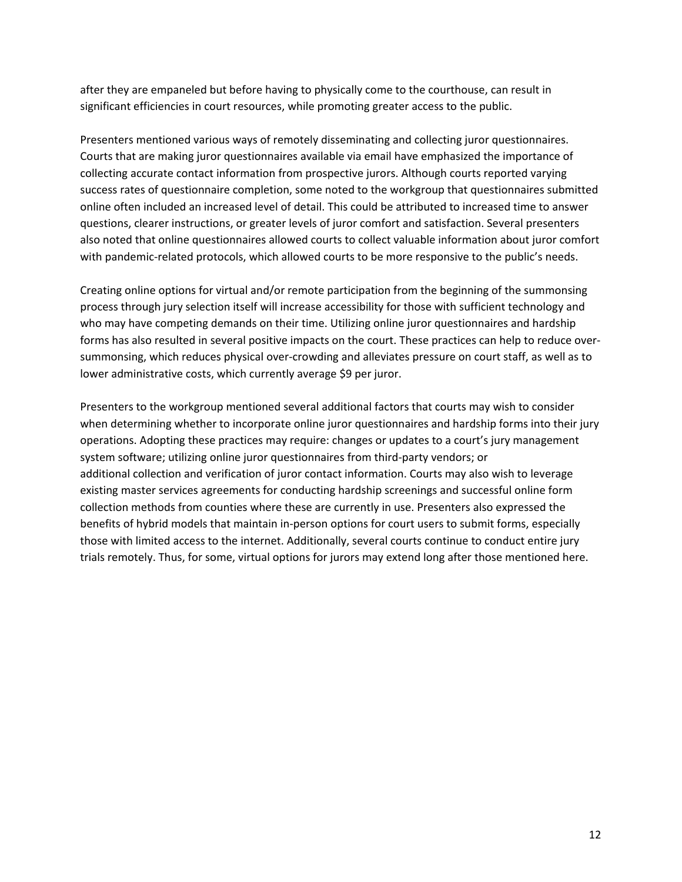after they are empaneled but before having to physically come to the courthouse, can result in significant efficiencies in court resources, while promoting greater access to the public.

Presenters mentioned various ways of remotely disseminating and collecting juror questionnaires. Courts that are making juror questionnaires available via email have emphasized the importance of collecting accurate contact information from prospective jurors. Although courts reported varying success rates of questionnaire completion, some noted to the workgroup that questionnaires submitted online often included an increased level of detail. This could be attributed to increased time to answer questions, clearer instructions, or greater levels of juror comfort and satisfaction. Several presenters also noted that online questionnaires allowed courts to collect valuable information about juror comfort with pandemic-related protocols, which allowed courts to be more responsive to the public's needs.

Creating online options for virtual and/or remote participation from the beginning of the summonsing process through jury selection itself will increase accessibility for those with sufficient technology and who may have competing demands on their time. Utilizing online juror questionnaires and hardship forms has also resulted in several positive impacts on the court. These practices can help to reduce over-summonsing, which reduces physical over-crowding and alleviates pressure on court staff, as well as to lower administrative costs, which currently average $9 per juror.

Presenters to the workgroup mentioned several additional factors that courts may wish to consider when determining whether to incorporate online juror questionnaires and hardship forms into their jury operations. Adopting these practices may require: changes or updates to a court's jury management system software; utilizing online juror questionnaires from third-party vendors; or additional collection and verification of juror contact information. Courts may also wish to leverage existing master services agreements for conducting hardship screenings and successful online form collection methods from counties where these are currently in use. Presenters also expressed the benefits of hybrid models that maintain in-person options for court users to submit forms, especially those with limited access to the internet. Additionally, several courts continue to conduct entire jury trials remotely. Thus, for some, virtual options for jurors may extend long after those mentioned here.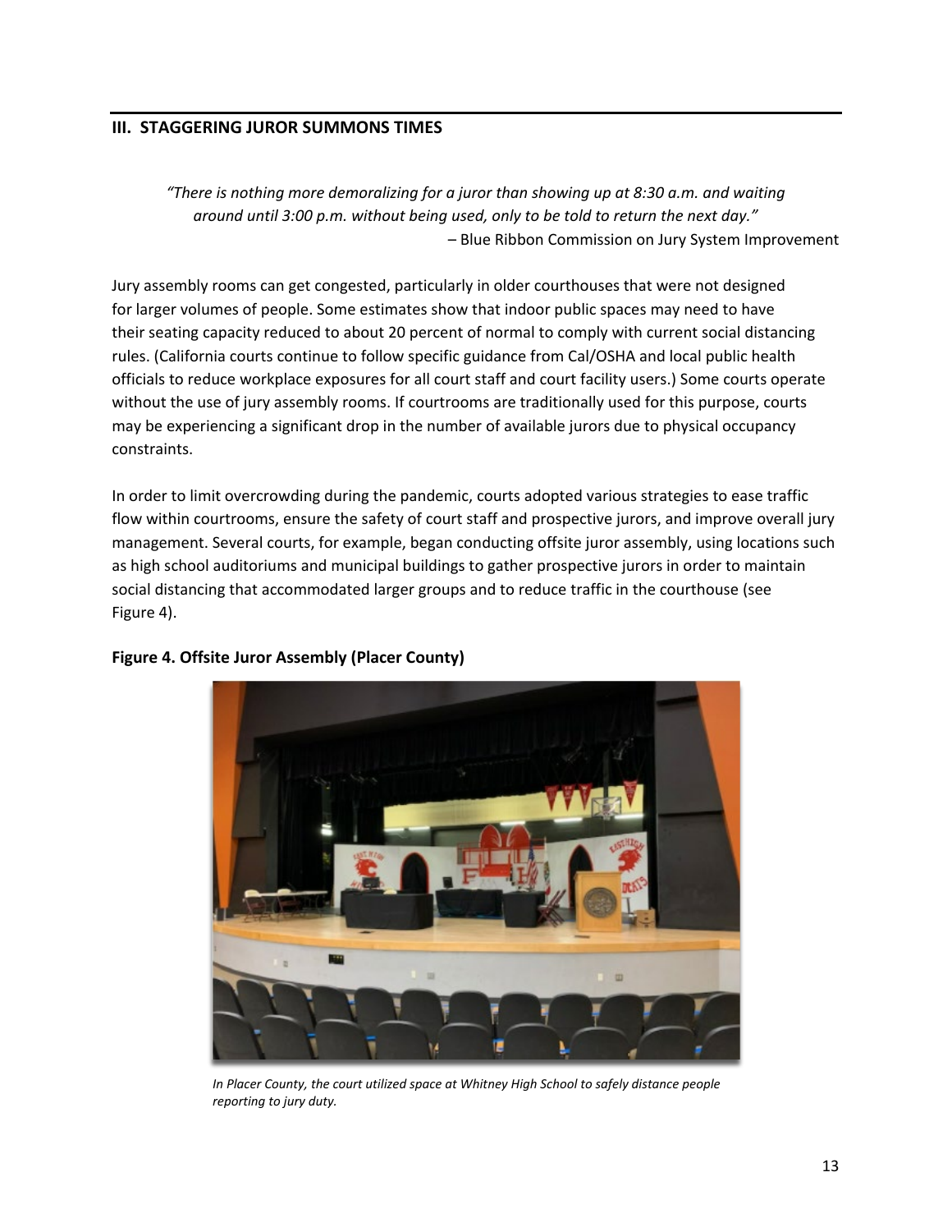## III. STAGGERING JUROR SUMMONS TIMES

> *"There is nothing more demoralizing for a juror than showing up at 8:30 a.m. and waiting around until 3:00 p.m. without being used, only to be told to return the next day."*
>
> – Blue Ribbon Commission on Jury System Improvement

Jury assembly rooms can get congested, particularly in older courthouses that were not designed for larger volumes of people. Some estimates show that indoor public spaces may need to have their seating capacity reduced to about 20 percent of normal to comply with current social distancing rules. (California courts continue to follow specific guidance from Cal/OSHA and local public health officials to reduce workplace exposures for all court staff and court facility users.) Some courts operate without the use of jury assembly rooms. If courtrooms are traditionally used for this purpose, courts may be experiencing a significant drop in the number of available jurors due to physical occupancy constraints.

In order to limit overcrowding during the pandemic, courts adopted various strategies to ease traffic flow within courtrooms, ensure the safety of court staff and prospective jurors, and improve overall jury management. Several courts, for example, began conducting offsite juror assembly, using locations such as high school auditoriums and municipal buildings to gather prospective jurors in order to maintain social distancing that accommodated larger groups and to reduce traffic in the courthouse (see Figure 4).

**Figure 4. Offsite Juror Assembly (Placer County)**

*In Placer County, the court utilized space at Whitney High School to safely distance people reporting to jury duty.*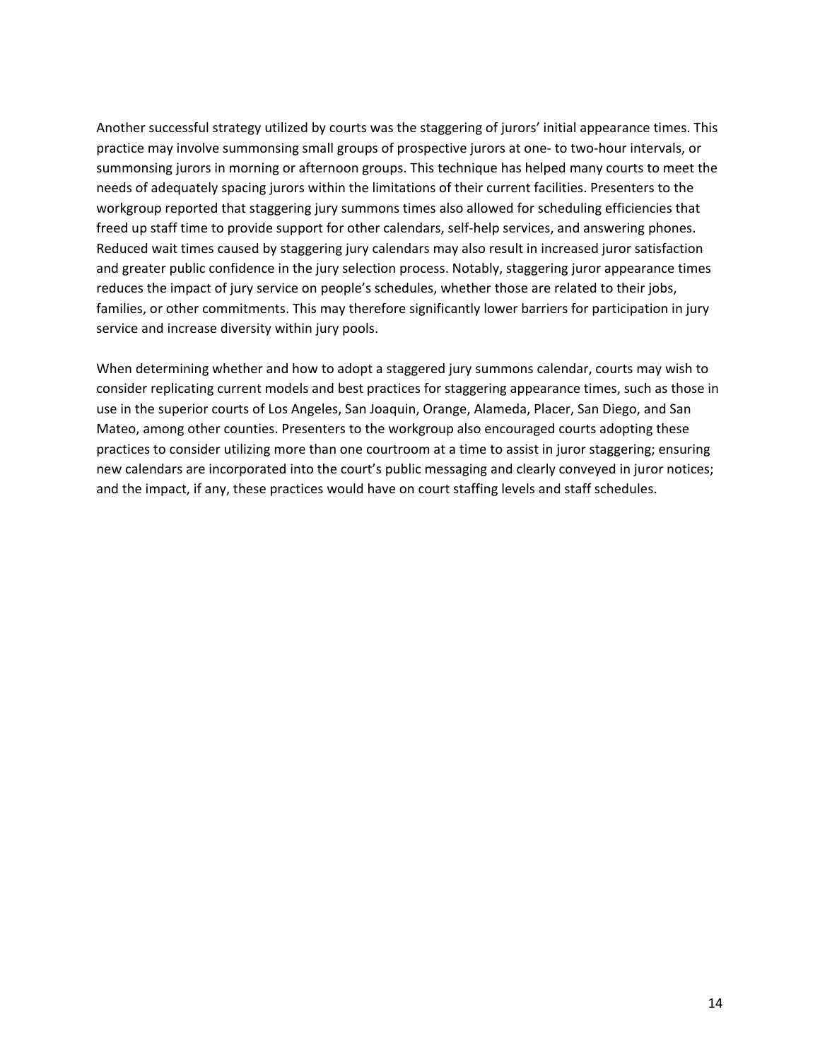Another successful strategy utilized by courts was the staggering of jurors' initial appearance times. This practice may involve summonsing small groups of prospective jurors at one- to two-hour intervals, or summonsing jurors in morning or afternoon groups. This technique has helped many courts to meet the needs of adequately spacing jurors within the limitations of their current facilities. Presenters to the workgroup reported that staggering jury summons times also allowed for scheduling efficiencies that freed up staff time to provide support for other calendars, self-help services, and answering phones. Reduced wait times caused by staggering jury calendars may also result in increased juror satisfaction and greater public confidence in the jury selection process. Notably, staggering juror appearance times reduces the impact of jury service on people's schedules, whether those are related to their jobs, families, or other commitments. This may therefore significantly lower barriers for participation in jury service and increase diversity within jury pools.

When determining whether and how to adopt a staggered jury summons calendar, courts may wish to consider replicating current models and best practices for staggering appearance times, such as those in use in the superior courts of Los Angeles, San Joaquin, Orange, Alameda, Placer, San Diego, and San Mateo, among other counties. Presenters to the workgroup also encouraged courts adopting these practices to consider utilizing more than one courtroom at a time to assist in juror staggering; ensuring new calendars are incorporated into the court's public messaging and clearly conveyed in juror notices; and the impact, if any, these practices would have on court staffing levels and staff schedules.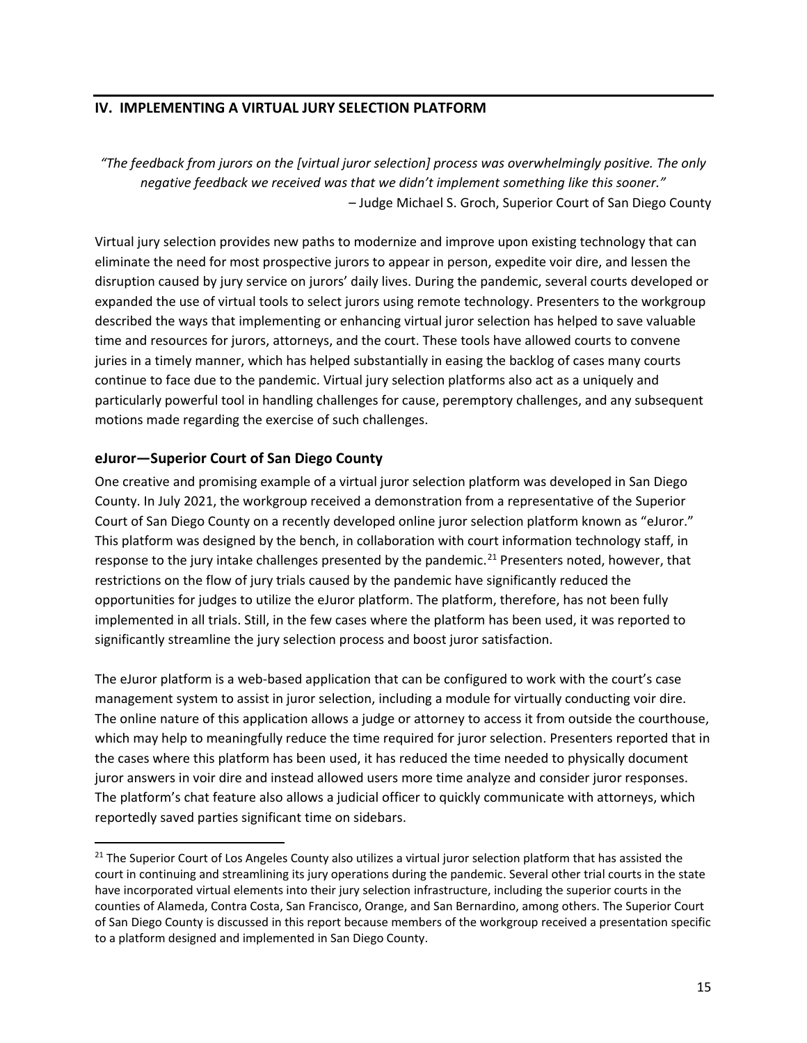## IV. IMPLEMENTING A VIRTUAL JURY SELECTION PLATFORM

*"The feedback from jurors on the [virtual juror selection] process was overwhelmingly positive. The only negative feedback we received was that we didn't implement something like this sooner."*
– Judge Michael S. Groch, Superior Court of San Diego County

Virtual jury selection provides new paths to modernize and improve upon existing technology that can eliminate the need for most prospective jurors to appear in person, expedite voir dire, and lessen the disruption caused by jury service on jurors' daily lives. During the pandemic, several courts developed or expanded the use of virtual tools to select jurors using remote technology. Presenters to the workgroup described the ways that implementing or enhancing virtual juror selection has helped to save valuable time and resources for jurors, attorneys, and the court. These tools have allowed courts to convene juries in a timely manner, which has helped substantially in easing the backlog of cases many courts continue to face due to the pandemic. Virtual jury selection platforms also act as a uniquely and particularly powerful tool in handling challenges for cause, peremptory challenges, and any subsequent motions made regarding the exercise of such challenges.

### eJuror—Superior Court of San Diego County

One creative and promising example of a virtual juror selection platform was developed in San Diego County. In July 2021, the workgroup received a demonstration from a representative of the Superior Court of San Diego County on a recently developed online juror selection platform known as "eJuror." This platform was designed by the bench, in collaboration with court information technology staff, in response to the jury intake challenges presented by the pandemic.[21] Presenters noted, however, that restrictions on the flow of jury trials caused by the pandemic have significantly reduced the opportunities for judges to utilize the eJuror platform. The platform, therefore, has not been fully implemented in all trials. Still, in the few cases where the platform has been used, it was reported to significantly streamline the jury selection process and boost juror satisfaction.

The eJuror platform is a web-based application that can be configured to work with the court's case management system to assist in juror selection, including a module for virtually conducting voir dire. The online nature of this application allows a judge or attorney to access it from outside the courthouse, which may help to meaningfully reduce the time required for juror selection. Presenters reported that in the cases where this platform has been used, it has reduced the time needed to physically document juror answers in voir dire and instead allowed users more time analyze and consider juror responses. The platform's chat feature also allows a judicial officer to quickly communicate with attorneys, which reportedly saved parties significant time on sidebars.

---

[21] The Superior Court of Los Angeles County also utilizes a virtual juror selection platform that has assisted the court in continuing and streamlining its jury operations during the pandemic. Several other trial courts in the state have incorporated virtual elements into their jury selection infrastructure, including the superior courts in the counties of Alameda, Contra Costa, San Francisco, Orange, and San Bernardino, among others. The Superior Court of San Diego County is discussed in this report because members of the workgroup received a presentation specific to a platform designed and implemented in San Diego County.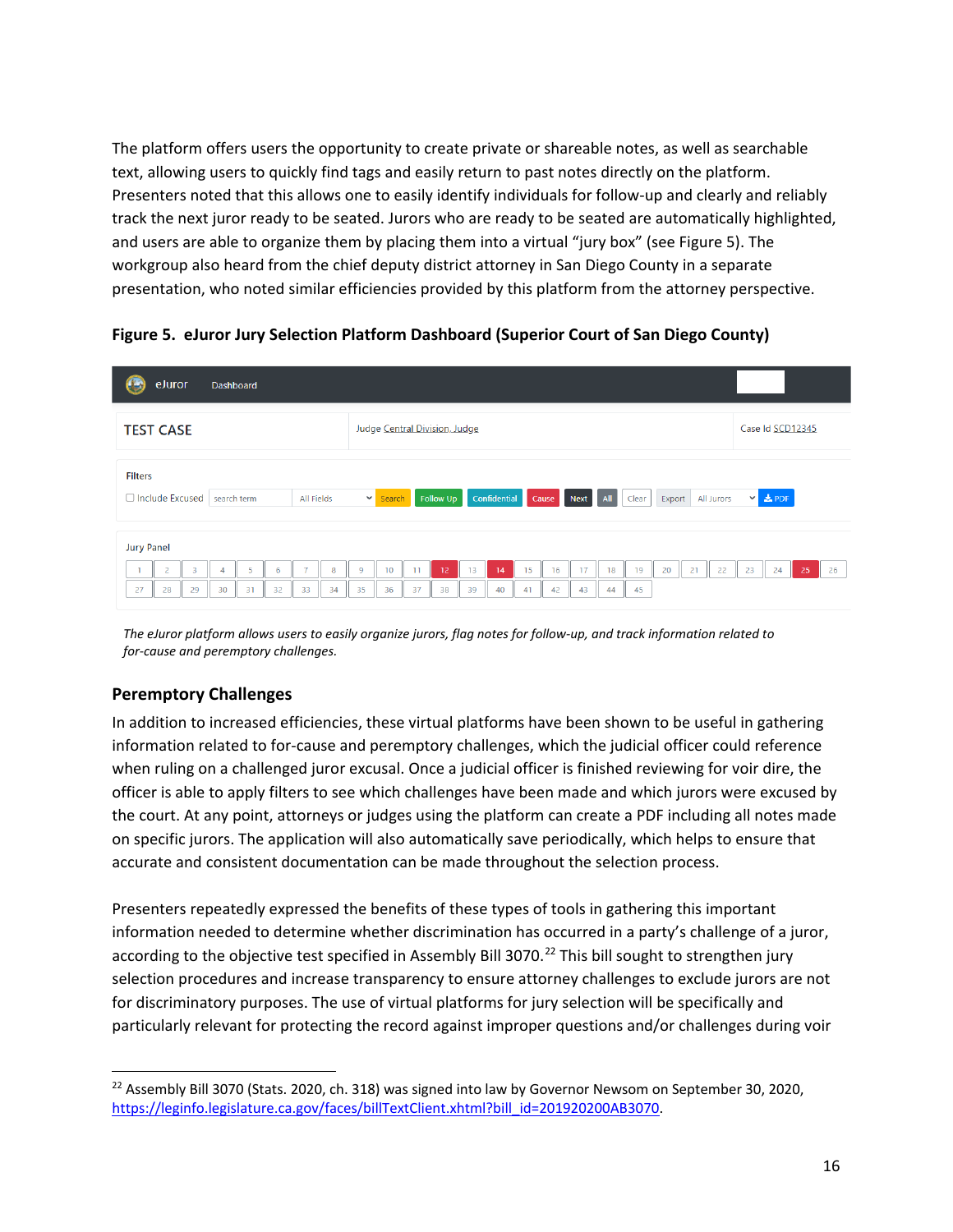The platform offers users the opportunity to create private or shareable notes, as well as searchable text, allowing users to quickly find tags and easily return to past notes directly on the platform. Presenters noted that this allows one to easily identify individuals for follow-up and clearly and reliably track the next juror ready to be seated. Jurors who are ready to be seated are automatically highlighted, and users are able to organize them by placing them into a virtual "jury box" (see Figure 5). The workgroup also heard from the chief deputy district attorney in San Diego County in a separate presentation, who noted similar efficiencies provided by this platform from the attorney perspective.

**Figure 5. eJuror Jury Selection Platform Dashboard (Superior Court of San Diego County)**

*The eJuror platform allows users to easily organize jurors, flag notes for follow-up, and track information related to for-cause and peremptory challenges.*

## Peremptory Challenges

In addition to increased efficiencies, these virtual platforms have been shown to be useful in gathering information related to for-cause and peremptory challenges, which the judicial officer could reference when ruling on a challenged juror excusal. Once a judicial officer is finished reviewing for voir dire, the officer is able to apply filters to see which challenges have been made and which jurors were excused by the court. At any point, attorneys or judges using the platform can create a PDF including all notes made on specific jurors. The application will also automatically save periodically, which helps to ensure that accurate and consistent documentation can be made throughout the selection process.

Presenters repeatedly expressed the benefits of these types of tools in gathering this important information needed to determine whether discrimination has occurred in a party's challenge of a juror, according to the objective test specified in Assembly Bill 3070.[22] This bill sought to strengthen jury selection procedures and increase transparency to ensure attorney challenges to exclude jurors are not for discriminatory purposes. The use of virtual platforms for jury selection will be specifically and particularly relevant for protecting the record against improper questions and/or challenges during voir

---

[22] Assembly Bill 3070 (Stats. 2020, ch. 318) was signed into law by Governor Newsom on September 30, 2020, https://leginfo.legislature.ca.gov/faces/billTextClient.xhtml?bill_id=201920200AB3070.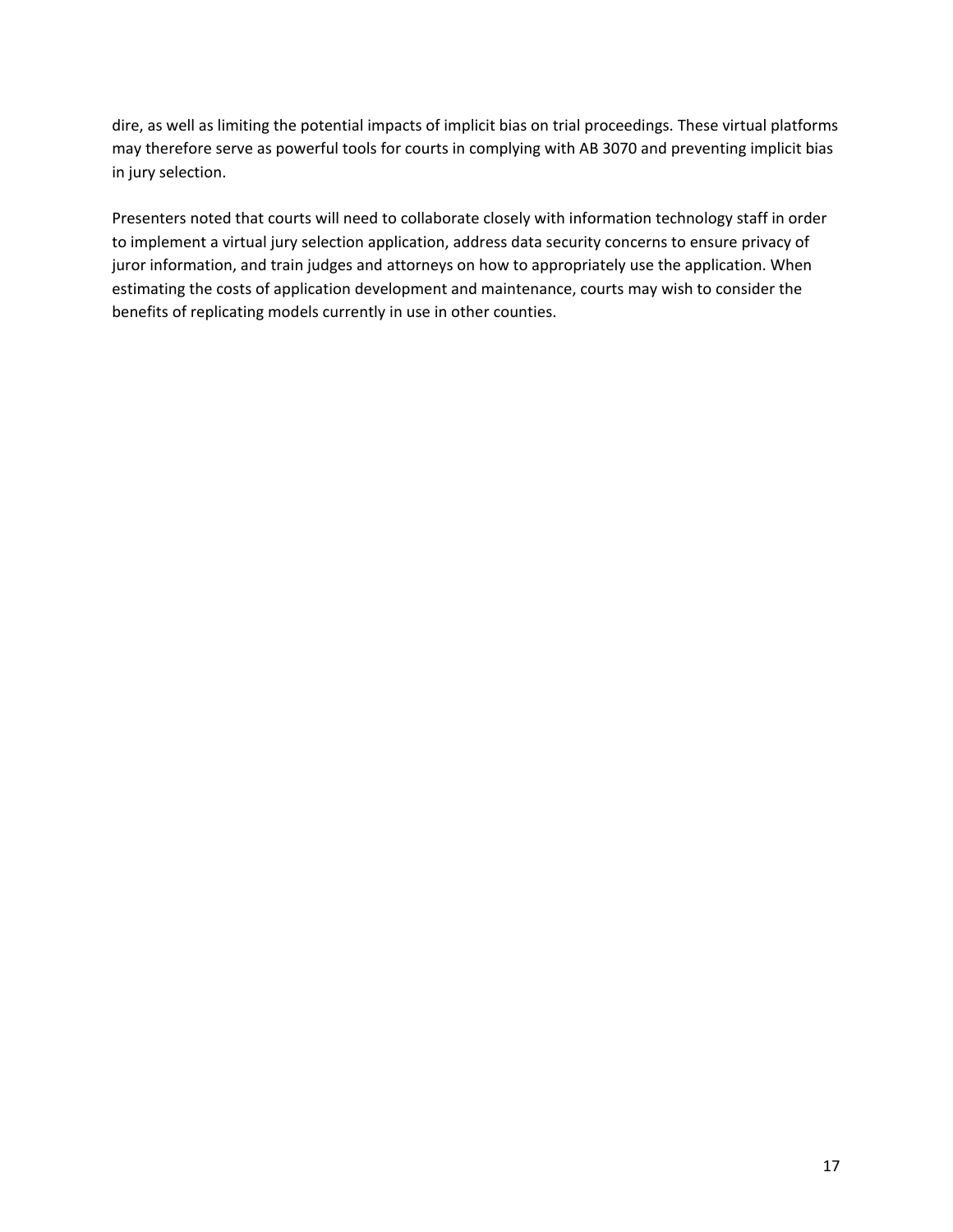dire, as well as limiting the potential impacts of implicit bias on trial proceedings. These virtual platforms may therefore serve as powerful tools for courts in complying with AB 3070 and preventing implicit bias in jury selection.

Presenters noted that courts will need to collaborate closely with information technology staff in order to implement a virtual jury selection application, address data security concerns to ensure privacy of juror information, and train judges and attorneys on how to appropriately use the application. When estimating the costs of application development and maintenance, courts may wish to consider the benefits of replicating models currently in use in other counties.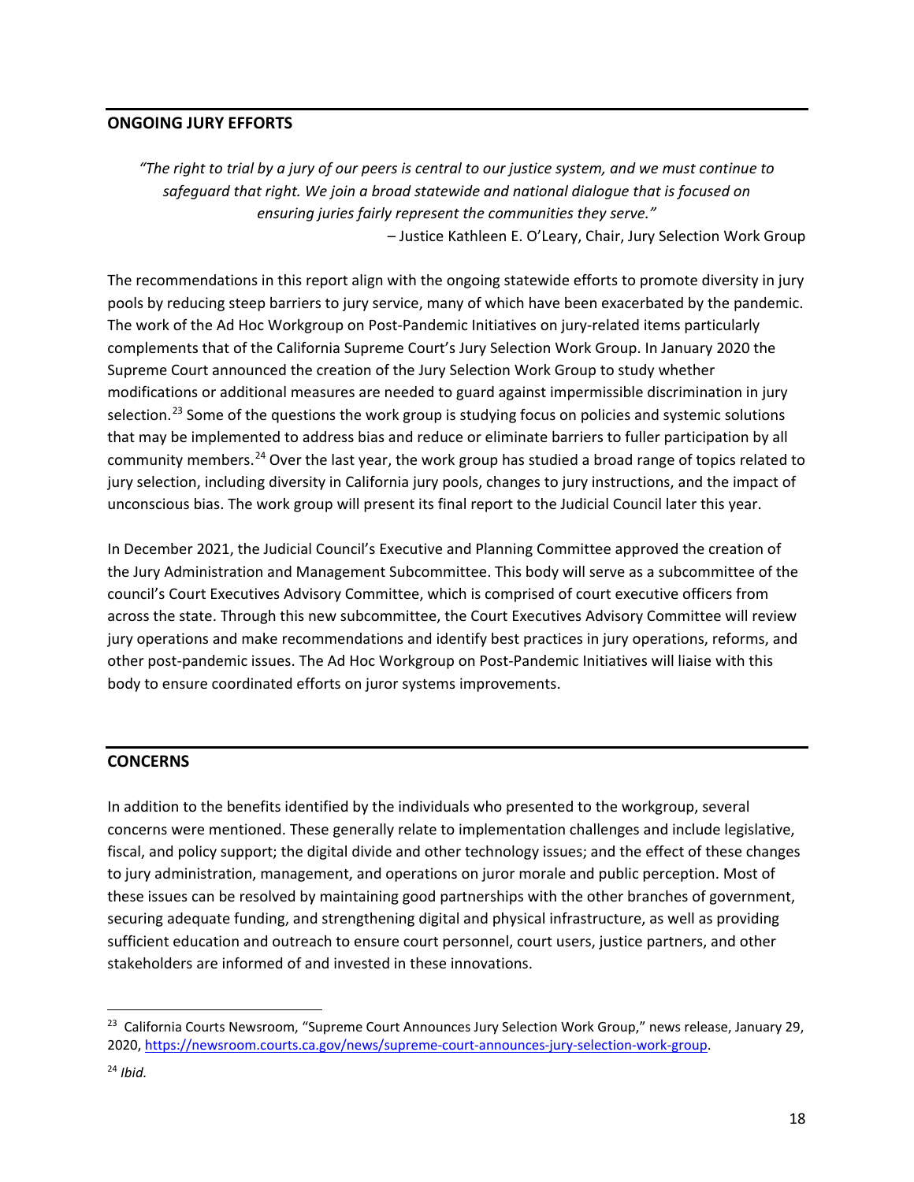## ONGOING JURY EFFORTS

*"The right to trial by a jury of our peers is central to our justice system, and we must continue to safeguard that right. We join a broad statewide and national dialogue that is focused on ensuring juries fairly represent the communities they serve."*

– Justice Kathleen E. O'Leary, Chair, Jury Selection Work Group

The recommendations in this report align with the ongoing statewide efforts to promote diversity in jury pools by reducing steep barriers to jury service, many of which have been exacerbated by the pandemic. The work of the Ad Hoc Workgroup on Post-Pandemic Initiatives on jury-related items particularly complements that of the California Supreme Court's Jury Selection Work Group. In January 2020 the Supreme Court announced the creation of the Jury Selection Work Group to study whether modifications or additional measures are needed to guard against impermissible discrimination in jury selection.[23] Some of the questions the work group is studying focus on policies and systemic solutions that may be implemented to address bias and reduce or eliminate barriers to fuller participation by all community members.[24] Over the last year, the work group has studied a broad range of topics related to jury selection, including diversity in California jury pools, changes to jury instructions, and the impact of unconscious bias. The work group will present its final report to the Judicial Council later this year.

In December 2021, the Judicial Council's Executive and Planning Committee approved the creation of the Jury Administration and Management Subcommittee. This body will serve as a subcommittee of the council's Court Executives Advisory Committee, which is comprised of court executive officers from across the state. Through this new subcommittee, the Court Executives Advisory Committee will review jury operations and make recommendations and identify best practices in jury operations, reforms, and other post-pandemic issues. The Ad Hoc Workgroup on Post-Pandemic Initiatives will liaise with this body to ensure coordinated efforts on juror systems improvements.

## CONCERNS

In addition to the benefits identified by the individuals who presented to the workgroup, several concerns were mentioned. These generally relate to implementation challenges and include legislative, fiscal, and policy support; the digital divide and other technology issues; and the effect of these changes to jury administration, management, and operations on juror morale and public perception. Most of these issues can be resolved by maintaining good partnerships with the other branches of government, securing adequate funding, and strengthening digital and physical infrastructure, as well as providing sufficient education and outreach to ensure court personnel, court users, justice partners, and other stakeholders are informed of and invested in these innovations.

---

[23] California Courts Newsroom, "Supreme Court Announces Jury Selection Work Group," news release, January 29, 2020, https://newsroom.courts.ca.gov/news/supreme-court-announces-jury-selection-work-group.

[24] *Ibid.*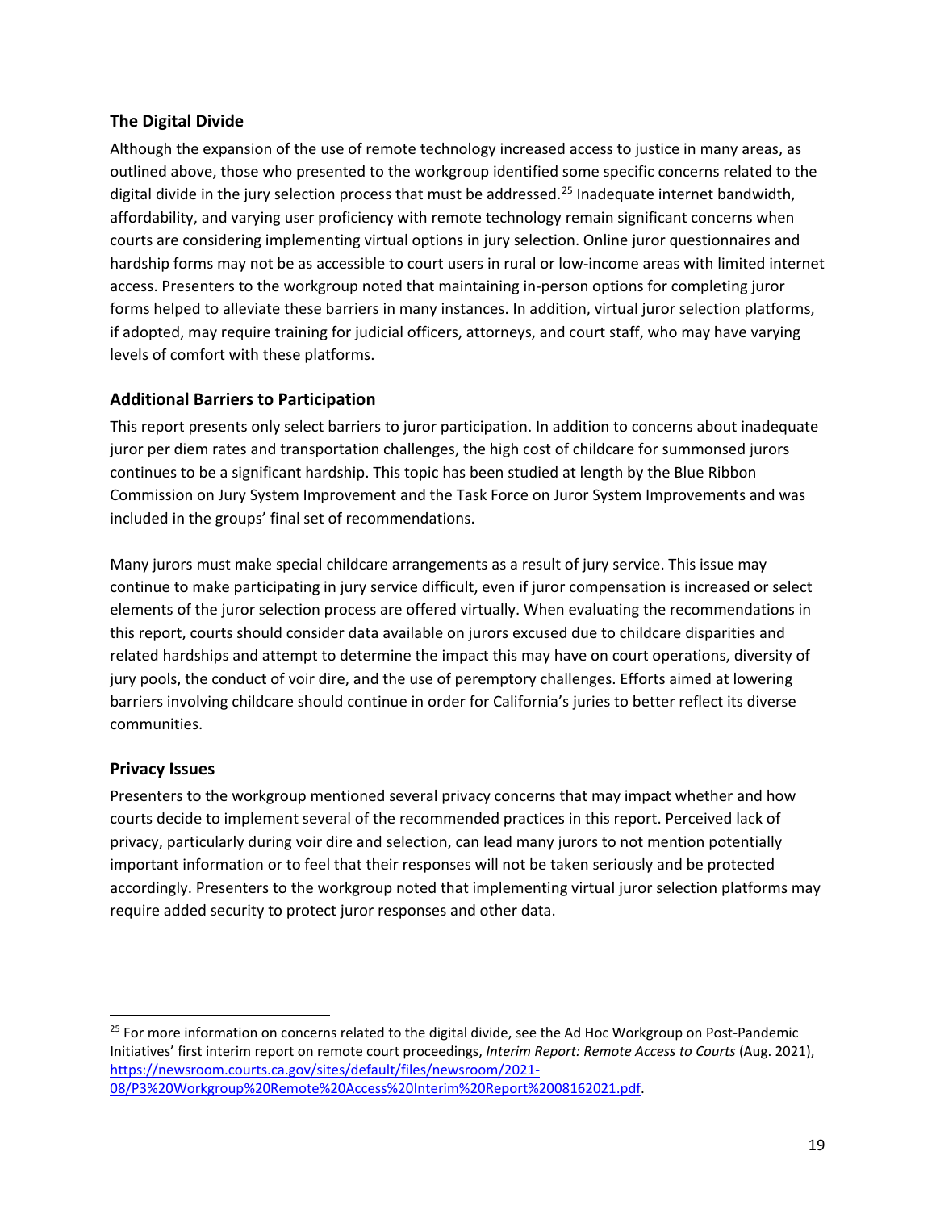## The Digital Divide

Although the expansion of the use of remote technology increased access to justice in many areas, as outlined above, those who presented to the workgroup identified some specific concerns related to the digital divide in the jury selection process that must be addressed.[25] Inadequate internet bandwidth, affordability, and varying user proficiency with remote technology remain significant concerns when courts are considering implementing virtual options in jury selection. Online juror questionnaires and hardship forms may not be as accessible to court users in rural or low-income areas with limited internet access. Presenters to the workgroup noted that maintaining in-person options for completing juror forms helped to alleviate these barriers in many instances. In addition, virtual juror selection platforms, if adopted, may require training for judicial officers, attorneys, and court staff, who may have varying levels of comfort with these platforms.

## Additional Barriers to Participation

This report presents only select barriers to juror participation. In addition to concerns about inadequate juror per diem rates and transportation challenges, the high cost of childcare for summonsed jurors continues to be a significant hardship. This topic has been studied at length by the Blue Ribbon Commission on Jury System Improvement and the Task Force on Juror System Improvements and was included in the groups' final set of recommendations.

Many jurors must make special childcare arrangements as a result of jury service. This issue may continue to make participating in jury service difficult, even if juror compensation is increased or select elements of the juror selection process are offered virtually. When evaluating the recommendations in this report, courts should consider data available on jurors excused due to childcare disparities and related hardships and attempt to determine the impact this may have on court operations, diversity of jury pools, the conduct of voir dire, and the use of peremptory challenges. Efforts aimed at lowering barriers involving childcare should continue in order for California's juries to better reflect its diverse communities.

## Privacy Issues

Presenters to the workgroup mentioned several privacy concerns that may impact whether and how courts decide to implement several of the recommended practices in this report. Perceived lack of privacy, particularly during voir dire and selection, can lead many jurors to not mention potentially important information or to feel that their responses will not be taken seriously and be protected accordingly. Presenters to the workgroup noted that implementing virtual juror selection platforms may require added security to protect juror responses and other data.

---

[25] For more information on concerns related to the digital divide, see the Ad Hoc Workgroup on Post-Pandemic Initiatives' first interim report on remote court proceedings, *Interim Report: Remote Access to Courts* (Aug. 2021), https://newsroom.courts.ca.gov/sites/default/files/newsroom/2021-08/P3%20Workgroup%20Remote%20Access%20Interim%20Report%2008162021.pdf.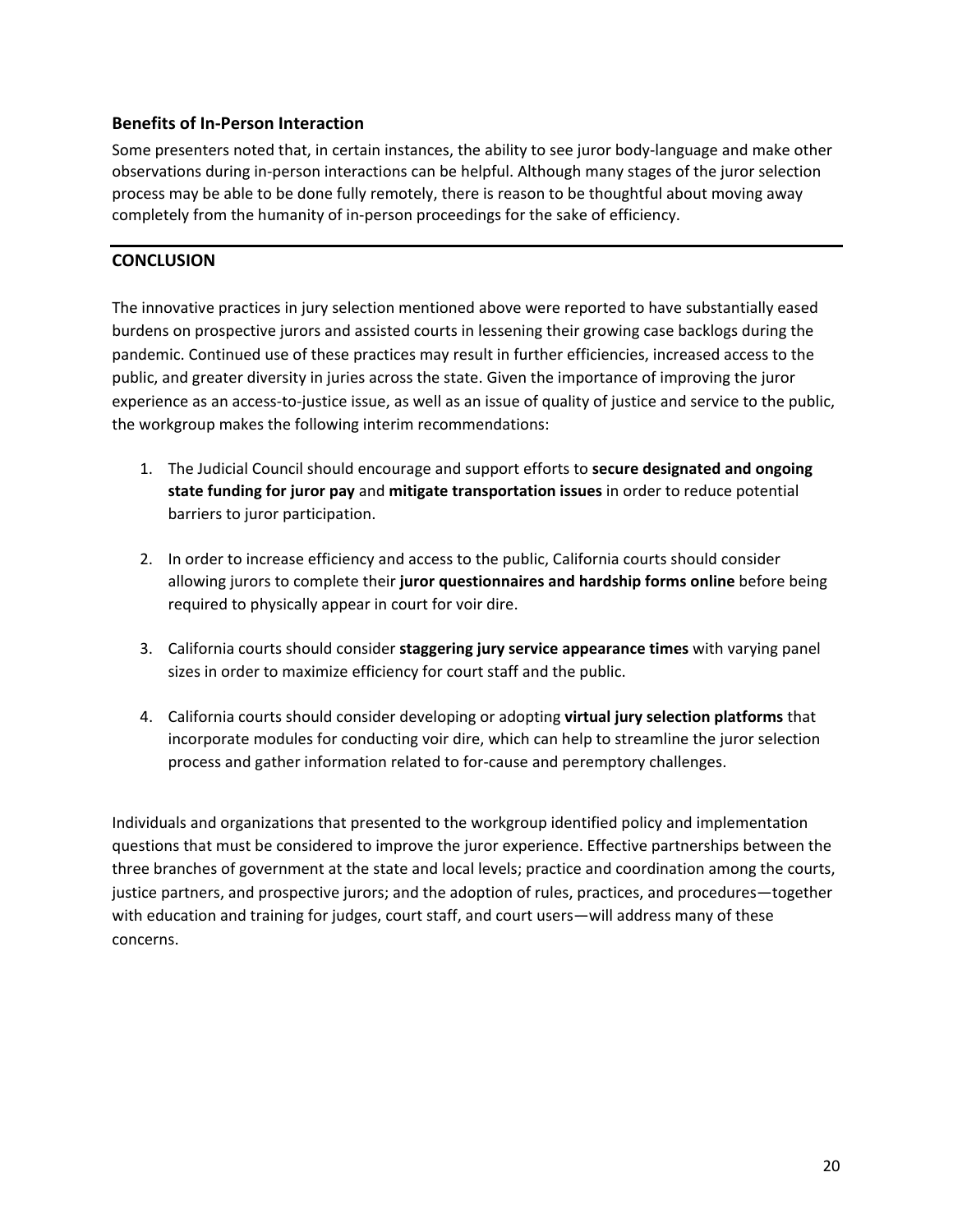### Benefits of In-Person Interaction

Some presenters noted that, in certain instances, the ability to see juror body-language and make other observations during in-person interactions can be helpful. Although many stages of the juror selection process may be able to be done fully remotely, there is reason to be thoughtful about moving away completely from the humanity of in-person proceedings for the sake of efficiency.

## CONCLUSION

The innovative practices in jury selection mentioned above were reported to have substantially eased burdens on prospective jurors and assisted courts in lessening their growing case backlogs during the pandemic. Continued use of these practices may result in further efficiencies, increased access to the public, and greater diversity in juries across the state. Given the importance of improving the juror experience as an access-to-justice issue, as well as an issue of quality of justice and service to the public, the workgroup makes the following interim recommendations:

1. The Judicial Council should encourage and support efforts to **secure designated and ongoing state funding for juror pay** and **mitigate transportation issues** in order to reduce potential barriers to juror participation.

2. In order to increase efficiency and access to the public, California courts should consider allowing jurors to complete their **juror questionnaires and hardship forms online** before being required to physically appear in court for voir dire.

3. California courts should consider **staggering jury service appearance times** with varying panel sizes in order to maximize efficiency for court staff and the public.

4. California courts should consider developing or adopting **virtual jury selection platforms** that incorporate modules for conducting voir dire, which can help to streamline the juror selection process and gather information related to for-cause and peremptory challenges.

Individuals and organizations that presented to the workgroup identified policy and implementation questions that must be considered to improve the juror experience. Effective partnerships between the three branches of government at the state and local levels; practice and coordination among the courts, justice partners, and prospective jurors; and the adoption of rules, practices, and procedures—together with education and training for judges, court staff, and court users—will address many of these concerns.